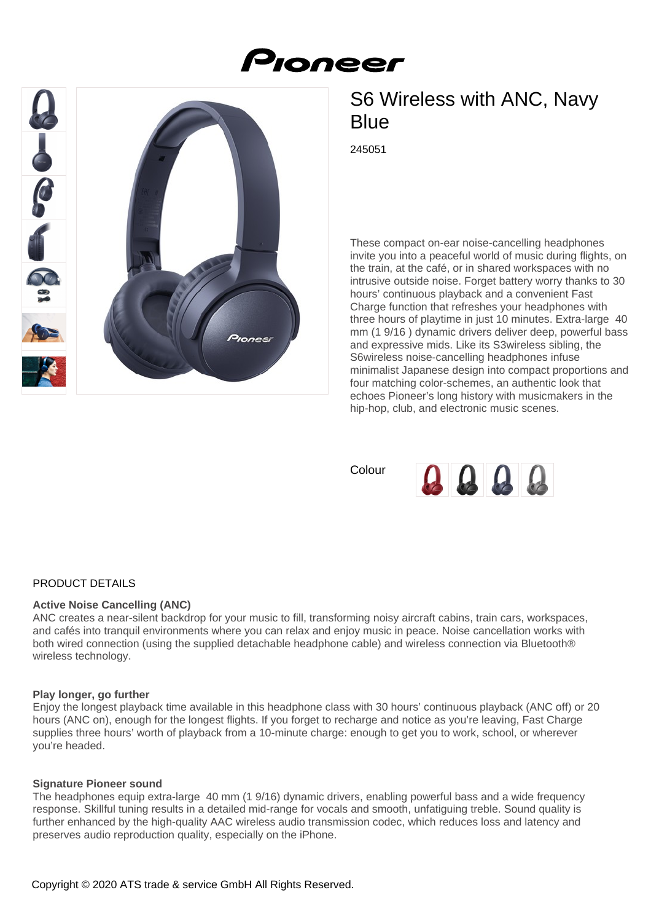# S6 Wireless with ANC, Navy Blue

245051

These compact on-ear noise-cancelling headphones invite you into a peaceful world of music during flights, on the train, at the café, or in shared workspaces with no intrusive outside noise. Forget battery worry thanks to 30 hours' continuous playback and a convenient Fast Charge function that refreshes your headphones with three hours of playtime in just 10 minutes. Extra-large 40 mm (1 9/16 ) dynamic drivers deliver deep, powerful bass and expressive mids. Like its S3wireless sibling, the S6wireless noise-cancelling headphones infuse minimalist Japanese design into compact proportions and four matching color-schemes, an authentic look that echoes Pioneer's long history with musicmakers in the hip-hop, club, and electronic music scenes.

Colour

## PRODUCT DETAILS

**Active Noise Cancelling (ANC)**

ANC creates a near-silent backdrop for your music to fill, transforming noisy aircraft cabins, train cars, workspaces, and cafés into tranquil environments where you can relax and enjoy music in peace. Noise cancellation works with both wired connection (using the supplied detachable headphone cable) and wireless connection via Bluetooth® wireless technology.

**Play longer, go further**

Enjoy the longest playback time available in this headphone class with 30 hours' continuous playback (ANC off) or 20 hours (ANC on), enough for the longest flights. If you forget to recharge and notice as you're leaving, Fast Charge supplies three hours' worth of playback from a 10-minute charge: enough to get you to work, school, or wherever you're headed.

**Signature Pioneer sound**

The headphones equip extra-large 40 mm (1 9/16) dynamic drivers, enabling powerful bass and a wide frequency response. Skillful tuning results in a detailed mid-range for vocals and smooth, unfatiguing treble. Sound quality is further enhanced by the high-quality AAC wireless audio transmission codec, which reduces loss and latency and preserves audio reproduction quality, especially on the iPhone.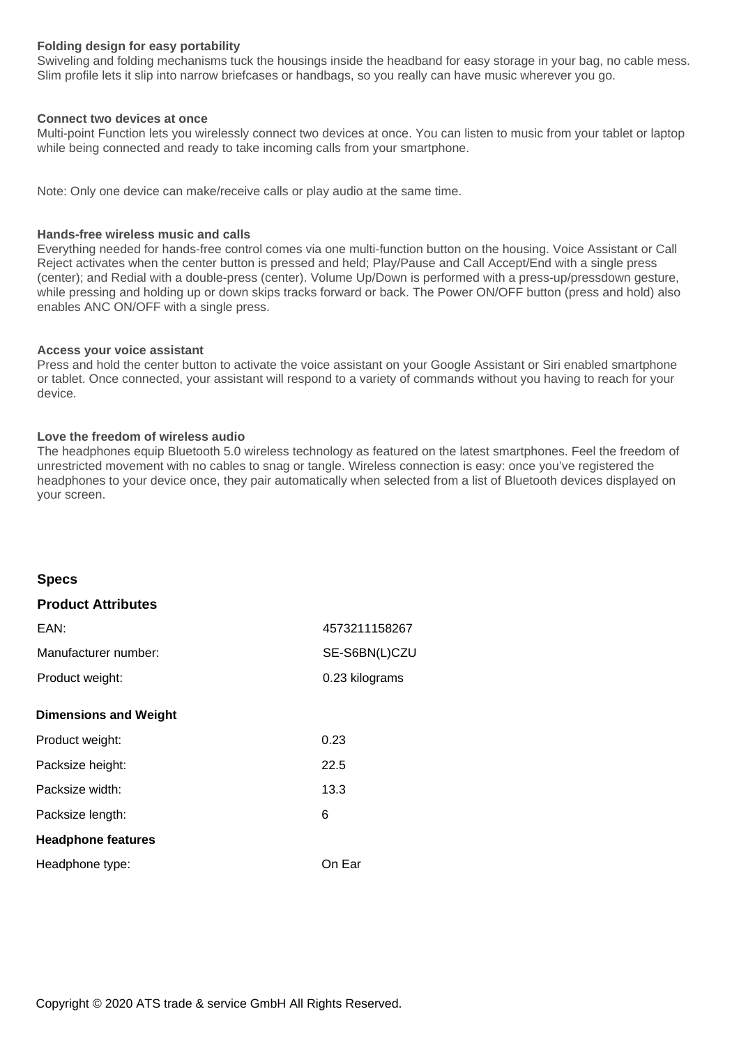**Folding design for easy portability**
Swiveling and folding mechanisms tuck the housings inside the headband for easy storage in your bag, no cable mess. Slim profile lets it slip into narrow briefcases or handbags, so you really can have music wherever you go.

**Connect two devices at once**
Multi-point Function lets you wirelessly connect two devices at once. You can listen to music from your tablet or laptop while being connected and ready to take incoming calls from your smartphone.

Note: Only one device can make/receive calls or play audio at the same time.

**Hands-free wireless music and calls**
Everything needed for hands-free control comes via one multi-function button on the housing. Voice Assistant or Call Reject activates when the center button is pressed and held; Play/Pause and Call Accept/End with a single press (center); and Redial with a double-press (center). Volume Up/Down is performed with a press-up/pressdown gesture, while pressing and holding up or down skips tracks forward or back. The Power ON/OFF button (press and hold) also enables ANC ON/OFF with a single press.

**Access your voice assistant**
Press and hold the center button to activate the voice assistant on your Google Assistant or Siri enabled smartphone or tablet. Once connected, your assistant will respond to a variety of commands without you having to reach for your device.

**Love the freedom of wireless audio**
The headphones equip Bluetooth 5.0 wireless technology as featured on the latest smartphones. Feel the freedom of unrestricted movement with no cables to snag or tangle. Wireless connection is easy: once you've registered the headphones to your device once, they pair automatically when selected from a list of Bluetooth devices displayed on your screen.

## Specs

### Product Attributes

| | |
|---|---|
| EAN: | 4573211158267 |
| Manufacturer number: | SE-S6BN(L)CZU |
| Product weight: | 0.23 kilograms |

### Dimensions and Weight

| | |
|---|---|
| Product weight: | 0.23 |
| Packsize height: | 22.5 |
| Packsize width: | 13.3 |
| Packsize length: | 6 |

### Headphone features

| | |
|---|---|
| Headphone type: | On Ear |

Copyright © 2020 ATS trade & service GmbH All Rights Reserved.